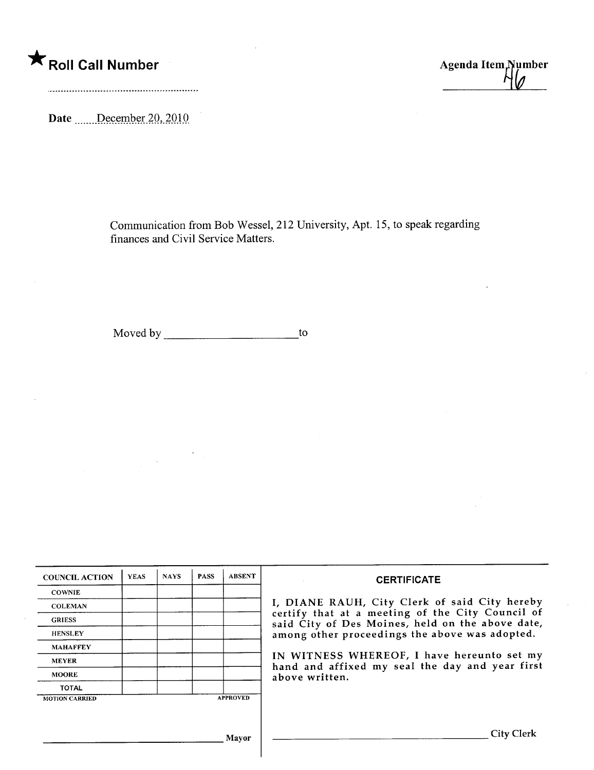★ **Roll Call Number**

..........................................................

**Agenda Item Number**

H6

**Date** December 20, 2010

Communication from Bob Wessel, 212 University, Apt. 15, to speak regarding finances and Civil Service Matters.

Moved by ______________________ to

| COUNCIL ACTION | YEAS | NAYS | PASS | ABSENT |
|---|---|---|---|---|
| COWNIE | | | | |
| COLEMAN | | | | |
| GRIESS | | | | |
| HENSLEY | | | | |
| MAHAFFEY | | | | |
| MEYER | | | | |
| MOORE | | | | |
| TOTAL | | | | |

MOTION CARRIED APPROVED

______________________________ Mayor

**CERTIFICATE**

I, DIANE RAUH, City Clerk of said City hereby certify that at a meeting of the City Council of said City of Des Moines, held on the above date, among other proceedings the above was adopted.

IN WITNESS WHEREOF, I have hereunto set my hand and affixed my seal the day and year first above written.

______________________________ City Clerk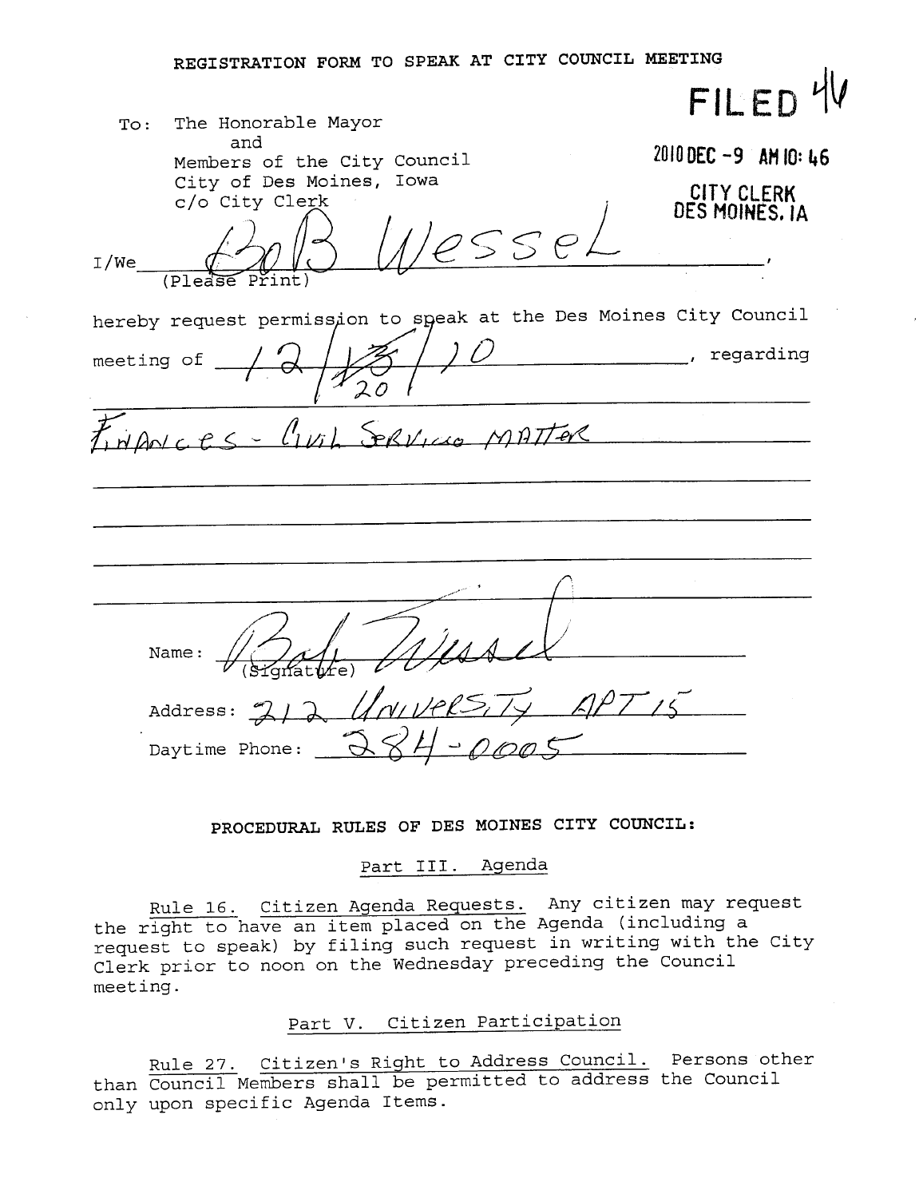# REGISTRATION FORM TO SPEAK AT CITY COUNCIL MEETING

FILED 46

2010 DEC -9 AM 10:46

CITY CLERK
DES MOINES, IA

To: The Honorable Mayor
and
Members of the City Council
City of Des Moines, Iowa
c/o City Clerk

I/We Bob Wessel,
(Please Print)

hereby request permission to speak at the Des Moines City Council meeting of 12/~~13~~ 20/10, regarding

Finances - Civil Service Matter

Name: Bob Wessel
(Signature)

Address: 212 University Apt 15

Daytime Phone: 284-0005

## PROCEDURAL RULES OF DES MOINES CITY COUNCIL:

### Part III. Agenda

Rule 16. Citizen Agenda Requests. Any citizen may request the right to have an item placed on the Agenda (including a request to speak) by filing such request in writing with the City Clerk prior to noon on the Wednesday preceding the Council meeting.

### Part V. Citizen Participation

Rule 27. Citizen's Right to Address Council. Persons other than Council Members shall be permitted to address the Council only upon specific Agenda Items.